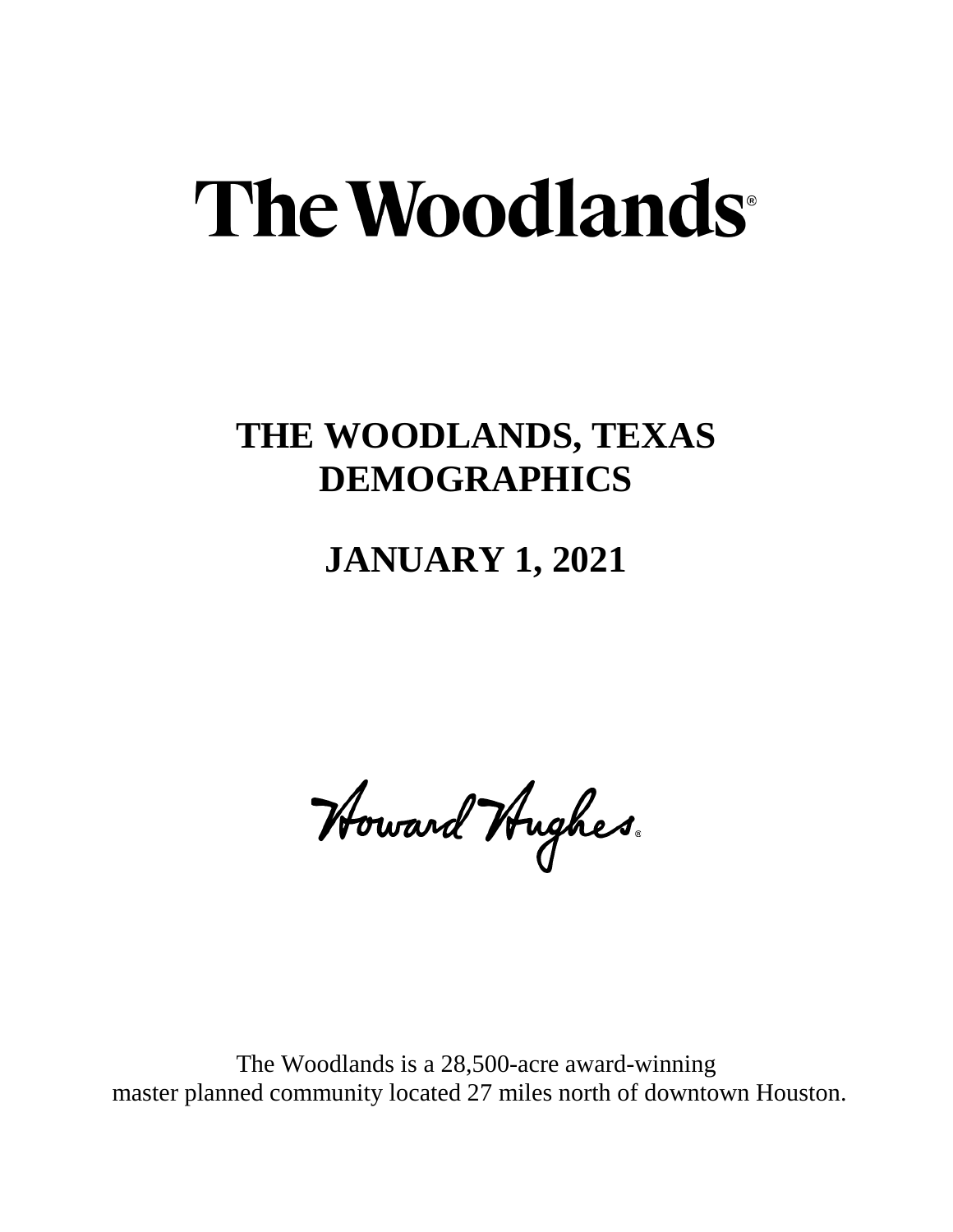# The Woodlands®

## THE WOODLANDS, TEXAS DEMOGRAPHICS

## JANUARY 1, 2021

Howard Hughes®

The Woodlands is a 28,500-acre award-winning master planned community located 27 miles north of downtown Houston.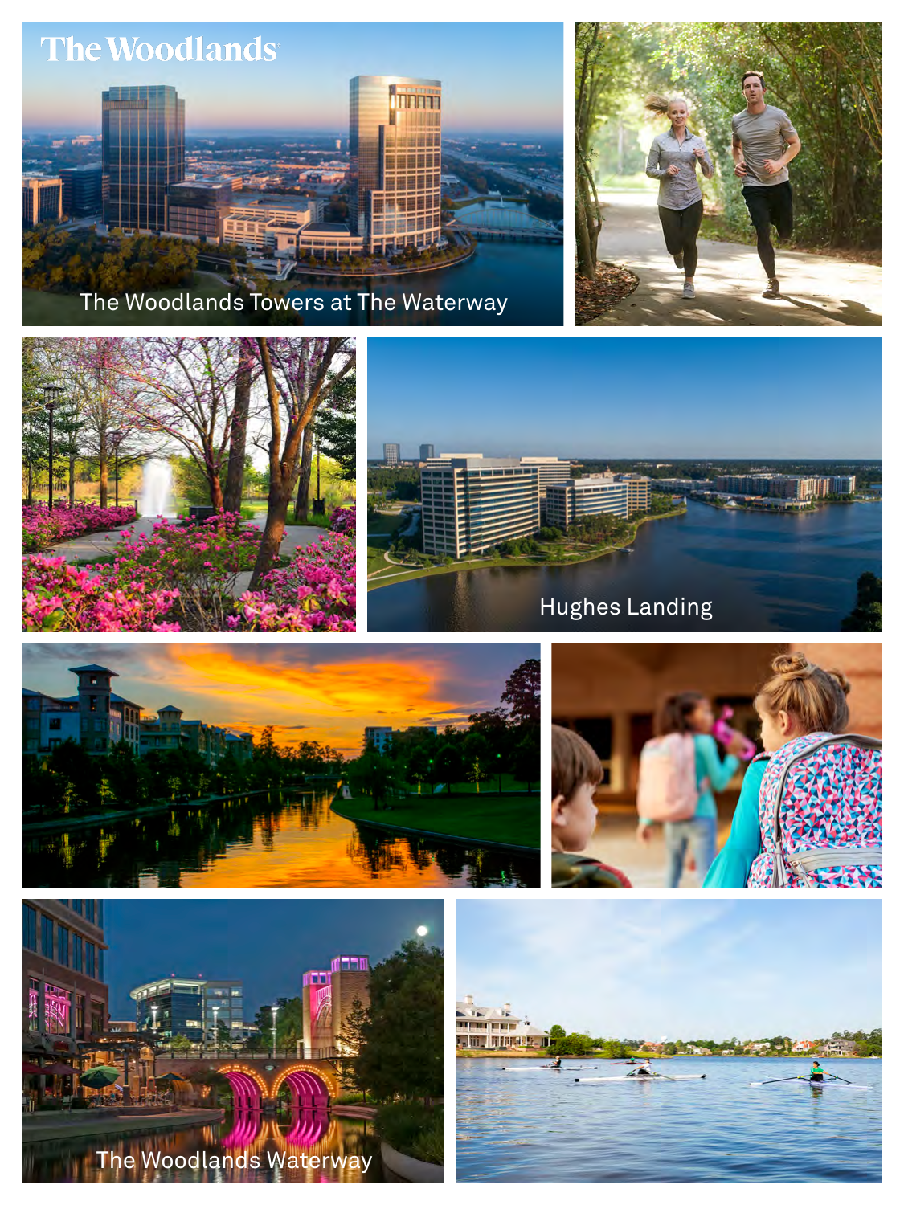The Woodlands

The Woodlands Towers at The Waterway

Hughes Landing

The Woodlands Waterway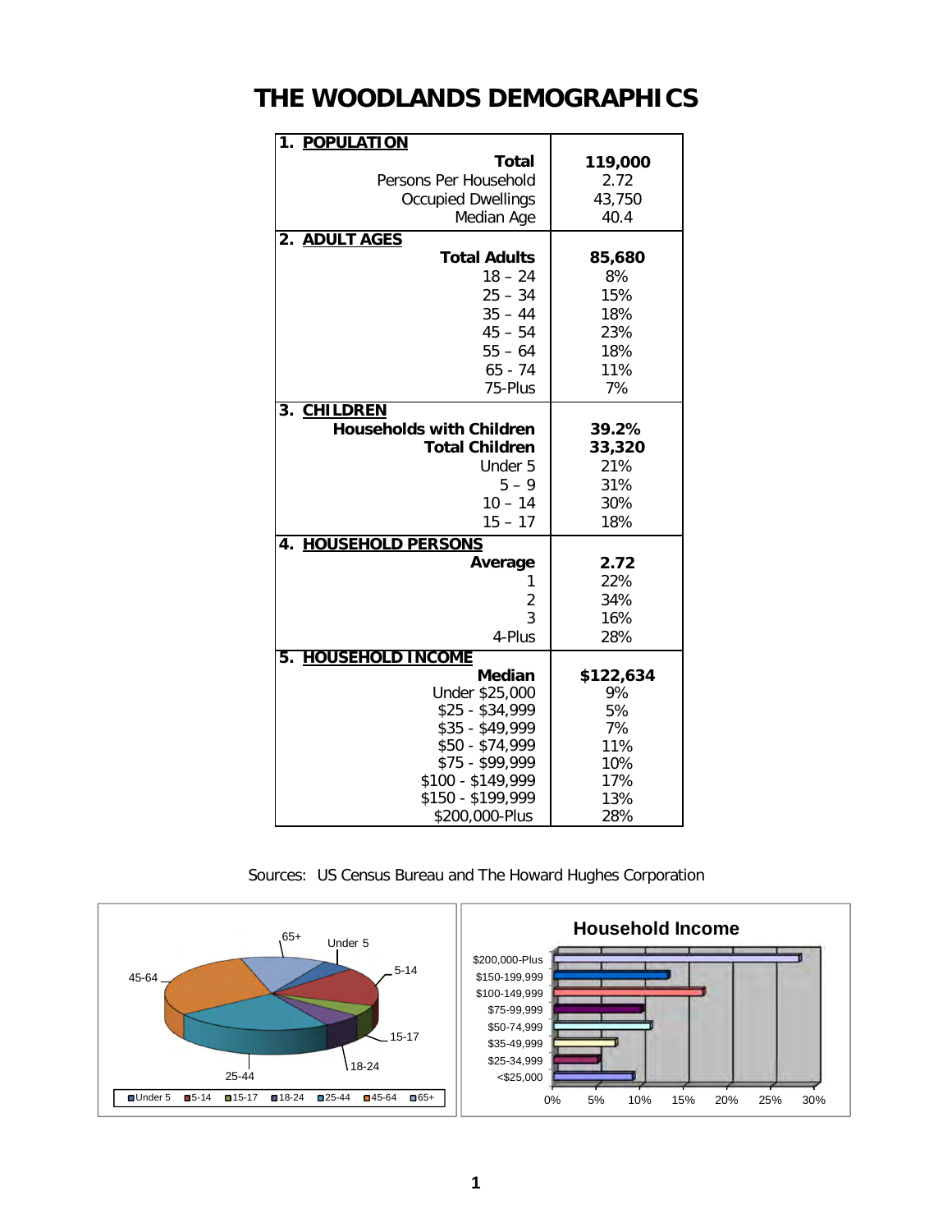# THE WOODLANDS DEMOGRAPHICS

| | |
|---|---|
| **1. POPULATION** | |
| **Total** | **119,000** |
| Persons Per Household | 2.72 |
| Occupied Dwellings | 43,750 |
| Median Age | 40.4 |
| **2. ADULT AGES** | |
| **Total Adults** | **85,680** |
| 18 – 24 | 8% |
| 25 – 34 | 15% |
| 35 – 44 | 18% |
| 45 – 54 | 23% |
| 55 – 64 | 18% |
| 65 - 74 | 11% |
| 75-Plus | 7% |
| **3. CHILDREN** | |
| **Households with Children** | **39.2%** |
| **Total Children** | **33,320** |
| Under 5 | 21% |
| 5 – 9 | 31% |
| 10 – 14 | 30% |
| 15 – 17 | 18% |
| **4. HOUSEHOLD PERSONS** | |
| **Average** | **2.72** |
| 1 | 22% |
| 2 | 34% |
| 3 | 16% |
| 4-Plus | 28% |
| **5. HOUSEHOLD INCOME** | |
| **Median** | **$122,634** |
| Under $25,000 | 9% |
| $25 - $34,999 | 5% |
| $35 - $49,999 | 7% |
| $50 - $74,999 | 11% |
| $75 - $99,999 | 10% |
| $100 - $149,999 | 17% |
| $150 - $199,999 | 13% |
| $200,000-Plus | 28% |

Sources: US Census Bureau and The Howard Hughes Corporation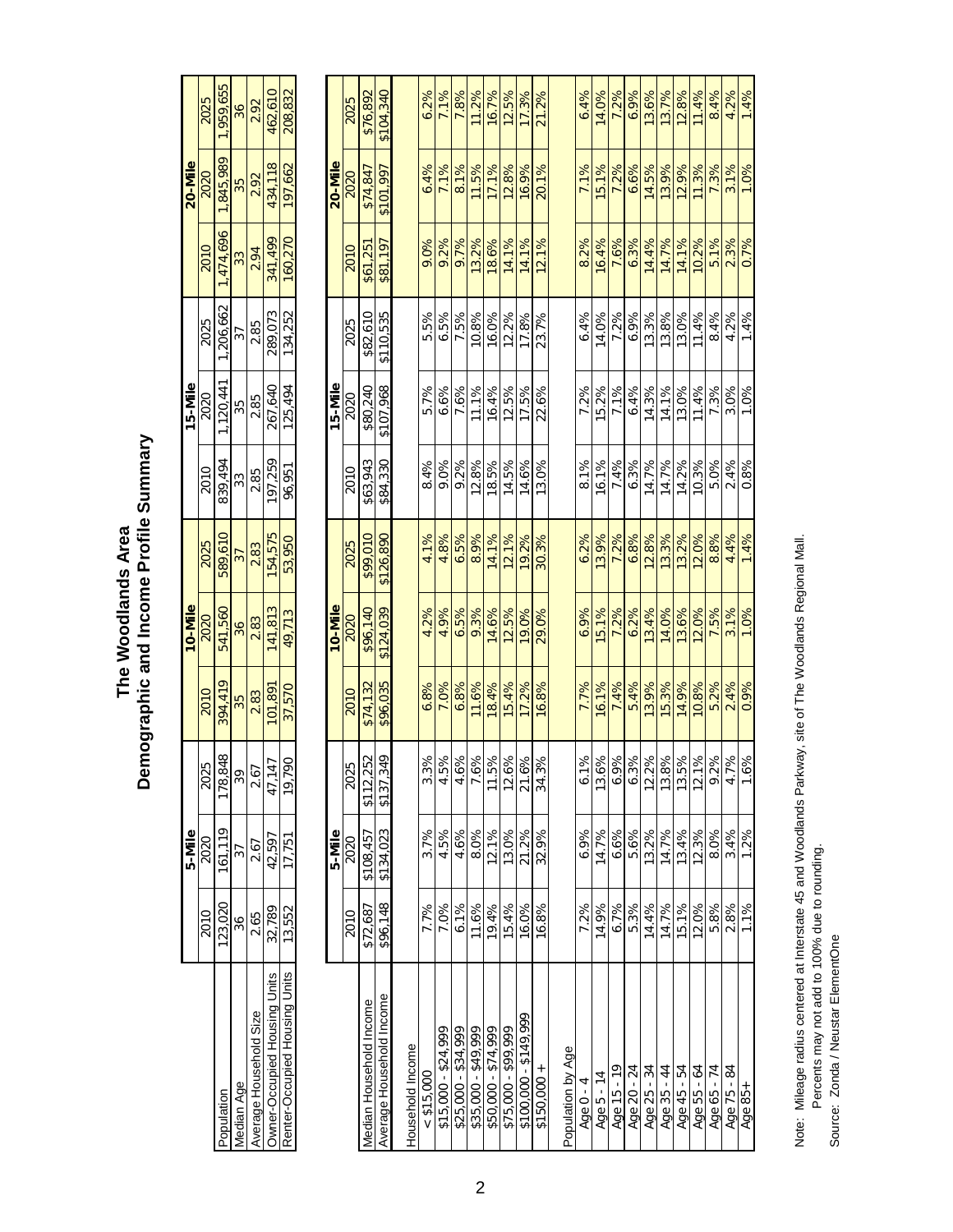# The Woodlands Area
## Demographic and Income Profile Summary

| | 5-Mile | | | 10-Mile | | | 15-Mile | | | 20-Mile | | |
|---|---|---|---|---|---|---|---|---|---|---|---|---|
| | 2010 | 2020 | 2025 | 2010 | 2020 | 2025 | 2010 | 2020 | 2025 | 2010 | 2020 | 2025 |
| Population | 123,020 | 161,119 | 178,848 | 394,419 | 541,560 | 589,610 | 839,494 | 1,120,441 | 1,206,662 | 1,474,696 | 1,845,989 | 1,959,655 |
| Median Age | 36 | 37 | 39 | 35 | 36 | 37 | 33 | 35 | 37 | 33 | 35 | 36 |
| Average Household Size | 2.65 | 2.67 | 2.67 | 2.83 | 2.83 | 2.83 | 2.85 | 2.85 | 2.85 | 2.94 | 2.92 | 2.92 |
| Owner-Occupied Housing Units | 32,789 | 42,597 | 47,147 | 101,891 | 141,813 | 154,575 | 197,259 | 267,640 | 289,073 | 341,499 | 434,118 | 462,610 |
| Renter-Occupied Housing Units | 13,552 | 17,751 | 19,790 | 37,570 | 49,713 | 53,950 | 96,951 | 125,494 | 134,252 | 160,270 | 197,662 | 208,832 |

| | 5-Mile | | | 10-Mile | | | 15-Mile | | | 20-Mile | | |
|---|---|---|---|---|---|---|---|---|---|---|---|---|
| | 2010 | 2020 | 2025 | 2010 | 2020 | 2025 | 2010 | 2020 | 2025 | 2010 | 2020 | 2025 |
| Median Household Income | $72,687 | $108,457 | $112,252 | $74,132 | $96,140 | $99,010 | $63,943 | $80,240 | $82,610 | $61,251 | $74,847 | $76,892 |
| Average Household Income | $96,148 | $134,023 | $137,349 | $96,035 | $124,039 | $126,890 | $84,330 | $107,968 | $110,535 | $81,197 | $101,997 | $104,340 |
| | | | | | | | | | | | | |
| Household Income | | | | | | | | | | | | |
| < $15,000 | 7.7% | 3.7% | 3.3% | 6.8% | 4.2% | 4.1% | 8.4% | 5.7% | 5.5% | 9.0% | 6.4% | 6.2% |
| $15,000 - $24,999 | 7.0% | 4.5% | 4.5% | 7.0% | 4.9% | 4.8% | 9.0% | 6.6% | 6.5% | 9.2% | 7.1% | 7.1% |
| $25,000 - $34,999 | 6.1% | 4.6% | 4.6% | 6.8% | 6.5% | 6.5% | 9.2% | 7.6% | 7.5% | 9.7% | 8.1% | 7.8% |
| $35,000 - $49,999 | 11.6% | 8.0% | 7.6% | 11.6% | 9.3% | 8.9% | 12.8% | 11.1% | 10.8% | 13.2% | 11.5% | 11.2% |
| $50,000 - $74,999 | 19.4% | 12.1% | 11.5% | 18.4% | 14.6% | 14.1% | 18.5% | 16.4% | 16.0% | 18.6% | 17.1% | 16.7% |
| $75,000 - $99,999 | 15.4% | 13.0% | 12.6% | 15.4% | 12.5% | 12.1% | 14.5% | 12.5% | 12.2% | 14.1% | 12.8% | 12.5% |
| $100,000 - $149,999 | 16.0% | 21.2% | 21.6% | 17.2% | 19.0% | 19.2% | 14.6% | 17.5% | 17.8% | 14.1% | 16.9% | 17.3% |
| $150,000 + | 16.8% | 32.9% | 34.3% | 16.8% | 29.0% | 30.3% | 13.0% | 22.6% | 23.7% | 12.1% | 20.1% | 21.2% |
| | | | | | | | | | | | | |
| Population by Age | | | | | | | | | | | | |
| Age 0 - 4 | 7.2% | 6.9% | 6.1% | 7.7% | 6.9% | 6.2% | 8.1% | 7.2% | 6.4% | 8.2% | 7.1% | 6.4% |
| Age 5 - 14 | 14.9% | 14.7% | 13.6% | 16.1% | 15.1% | 13.9% | 16.1% | 15.2% | 14.0% | 16.4% | 15.1% | 14.0% |
| Age 15 - 19 | 6.7% | 6.6% | 6.9% | 7.4% | 7.2% | 7.2% | 7.4% | 7.1% | 7.2% | 7.6% | 7.2% | 7.2% |
| Age 20 - 24 | 5.3% | 5.6% | 6.3% | 5.4% | 6.2% | 6.8% | 6.3% | 6.4% | 6.9% | 6.3% | 6.6% | 6.9% |
| Age 25 - 34 | 14.4% | 13.2% | 12.2% | 13.9% | 13.4% | 12.8% | 14.7% | 14.3% | 13.3% | 14.4% | 14.5% | 13.6% |
| Age 35 - 44 | 14.7% | 14.7% | 13.8% | 15.3% | 14.0% | 13.3% | 14.7% | 14.1% | 13.8% | 14.7% | 13.9% | 13.7% |
| Age 45 - 54 | 15.1% | 13.4% | 13.5% | 14.9% | 13.6% | 13.2% | 14.2% | 13.0% | 13.0% | 14.1% | 12.9% | 12.8% |
| Age 55 - 64 | 12.0% | 12.3% | 12.1% | 10.8% | 12.0% | 12.0% | 10.3% | 11.4% | 11.4% | 10.2% | 11.3% | 11.4% |
| Age 65 - 74 | 5.8% | 8.0% | 9.2% | 5.2% | 7.5% | 8.8% | 5.0% | 7.3% | 8.4% | 5.1% | 7.3% | 8.4% |
| Age 75 - 84 | 2.8% | 3.4% | 4.7% | 2.4% | 3.1% | 4.4% | 2.4% | 3.0% | 4.2% | 2.3% | 3.1% | 4.2% |
| Age 85+ | 1.1% | 1.2% | 1.6% | 0.9% | 1.0% | 1.4% | 0.8% | 1.0% | 1.4% | 0.7% | 1.0% | 1.4% |

Note: Mileage radius centered at Interstate 45 and Woodlands Parkway, site of The Woodlands Regional Mall.
Percents may not add to 100% due to rounding.

Source: Zonda / Neustar ElementOne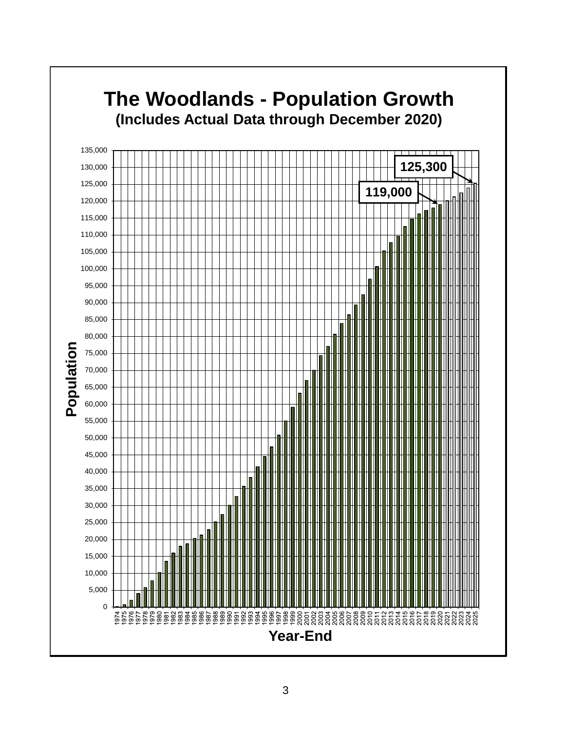# The Woodlands - Population Growth

**(Includes Actual Data through December 2020)**

Population

Year-End

125,300

119,000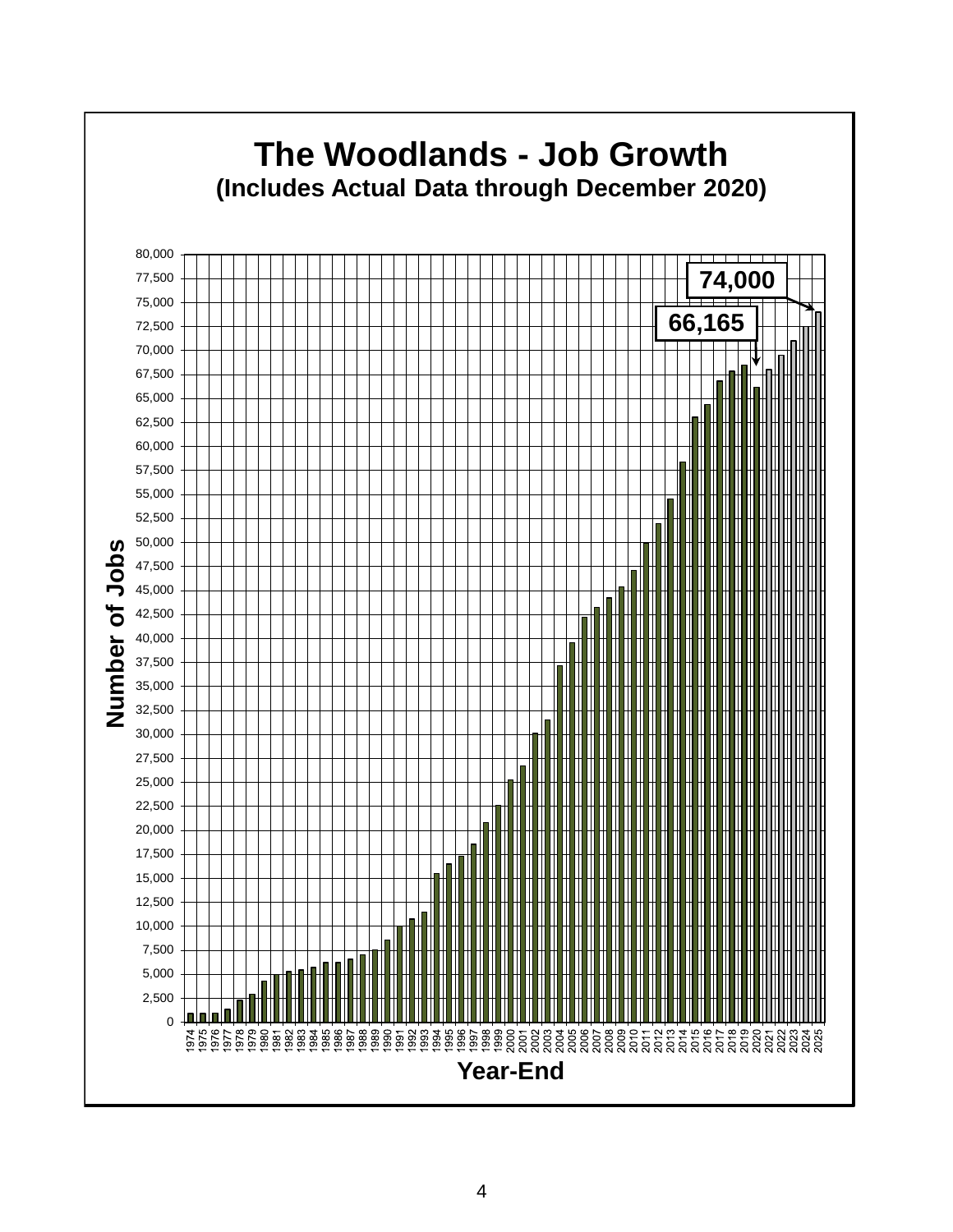# The Woodlands - Job Growth

**(Includes Actual Data through December 2020)**

Number of Jobs

Year-End

74,000

66,165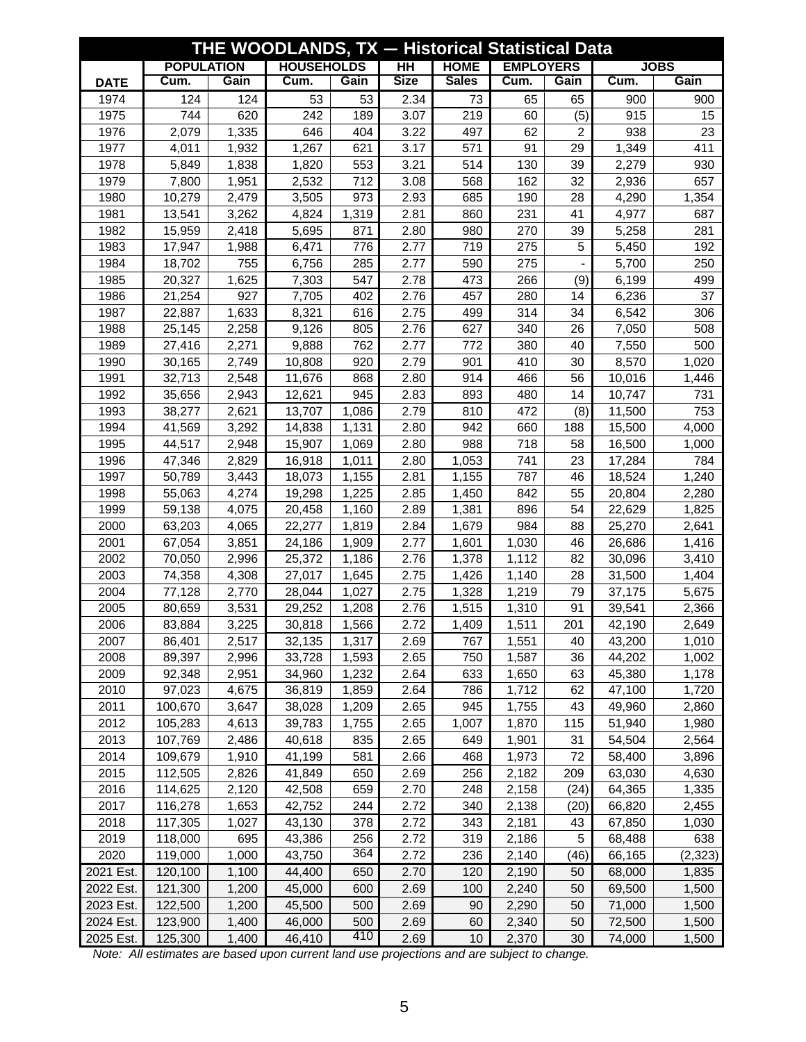# THE WOODLANDS, TX — Historical Statistical Data

| DATE | POPULATION | | HOUSEHOLDS | | HH | HOME | EMPLOYERS | | JOBS | |
|---|---|---|---|---|---|---|---|---|---|---|
| | Cum. | Gain | Cum. | Gain | Size | Sales | Cum. | Gain | Cum. | Gain |
| 1974 | 124 | 124 | 53 | 53 | 2.34 | 73 | 65 | 65 | 900 | 900 |
| 1975 | 744 | 620 | 242 | 189 | 3.07 | 219 | 60 | (5) | 915 | 15 |
| 1976 | 2,079 | 1,335 | 646 | 404 | 3.22 | 497 | 62 | 2 | 938 | 23 |
| 1977 | 4,011 | 1,932 | 1,267 | 621 | 3.17 | 571 | 91 | 29 | 1,349 | 411 |
| 1978 | 5,849 | 1,838 | 1,820 | 553 | 3.21 | 514 | 130 | 39 | 2,279 | 930 |
| 1979 | 7,800 | 1,951 | 2,532 | 712 | 3.08 | 568 | 162 | 32 | 2,936 | 657 |
| 1980 | 10,279 | 2,479 | 3,505 | 973 | 2.93 | 685 | 190 | 28 | 4,290 | 1,354 |
| 1981 | 13,541 | 3,262 | 4,824 | 1,319 | 2.81 | 860 | 231 | 41 | 4,977 | 687 |
| 1982 | 15,959 | 2,418 | 5,695 | 871 | 2.80 | 980 | 270 | 39 | 5,258 | 281 |
| 1983 | 17,947 | 1,988 | 6,471 | 776 | 2.77 | 719 | 275 | 5 | 5,450 | 192 |
| 1984 | 18,702 | 755 | 6,756 | 285 | 2.77 | 590 | 275 | - | 5,700 | 250 |
| 1985 | 20,327 | 1,625 | 7,303 | 547 | 2.78 | 473 | 266 | (9) | 6,199 | 499 |
| 1986 | 21,254 | 927 | 7,705 | 402 | 2.76 | 457 | 280 | 14 | 6,236 | 37 |
| 1987 | 22,887 | 1,633 | 8,321 | 616 | 2.75 | 499 | 314 | 34 | 6,542 | 306 |
| 1988 | 25,145 | 2,258 | 9,126 | 805 | 2.76 | 627 | 340 | 26 | 7,050 | 508 |
| 1989 | 27,416 | 2,271 | 9,888 | 762 | 2.77 | 772 | 380 | 40 | 7,550 | 500 |
| 1990 | 30,165 | 2,749 | 10,808 | 920 | 2.79 | 901 | 410 | 30 | 8,570 | 1,020 |
| 1991 | 32,713 | 2,548 | 11,676 | 868 | 2.80 | 914 | 466 | 56 | 10,016 | 1,446 |
| 1992 | 35,656 | 2,943 | 12,621 | 945 | 2.83 | 893 | 480 | 14 | 10,747 | 731 |
| 1993 | 38,277 | 2,621 | 13,707 | 1,086 | 2.79 | 810 | 472 | (8) | 11,500 | 753 |
| 1994 | 41,569 | 3,292 | 14,838 | 1,131 | 2.80 | 942 | 660 | 188 | 15,500 | 4,000 |
| 1995 | 44,517 | 2,948 | 15,907 | 1,069 | 2.80 | 988 | 718 | 58 | 16,500 | 1,000 |
| 1996 | 47,346 | 2,829 | 16,918 | 1,011 | 2.80 | 1,053 | 741 | 23 | 17,284 | 784 |
| 1997 | 50,789 | 3,443 | 18,073 | 1,155 | 2.81 | 1,155 | 787 | 46 | 18,524 | 1,240 |
| 1998 | 55,063 | 4,274 | 19,298 | 1,225 | 2.85 | 1,450 | 842 | 55 | 20,804 | 2,280 |
| 1999 | 59,138 | 4,075 | 20,458 | 1,160 | 2.89 | 1,381 | 896 | 54 | 22,629 | 1,825 |
| 2000 | 63,203 | 4,065 | 22,277 | 1,819 | 2.84 | 1,679 | 984 | 88 | 25,270 | 2,641 |
| 2001 | 67,054 | 3,851 | 24,186 | 1,909 | 2.77 | 1,601 | 1,030 | 46 | 26,686 | 1,416 |
| 2002 | 70,050 | 2,996 | 25,372 | 1,186 | 2.76 | 1,378 | 1,112 | 82 | 30,096 | 3,410 |
| 2003 | 74,358 | 4,308 | 27,017 | 1,645 | 2.75 | 1,426 | 1,140 | 28 | 31,500 | 1,404 |
| 2004 | 77,128 | 2,770 | 28,044 | 1,027 | 2.75 | 1,328 | 1,219 | 79 | 37,175 | 5,675 |
| 2005 | 80,659 | 3,531 | 29,252 | 1,208 | 2.76 | 1,515 | 1,310 | 91 | 39,541 | 2,366 |
| 2006 | 83,884 | 3,225 | 30,818 | 1,566 | 2.72 | 1,409 | 1,511 | 201 | 42,190 | 2,649 |
| 2007 | 86,401 | 2,517 | 32,135 | 1,317 | 2.69 | 767 | 1,551 | 40 | 43,200 | 1,010 |
| 2008 | 89,397 | 2,996 | 33,728 | 1,593 | 2.65 | 750 | 1,587 | 36 | 44,202 | 1,002 |
| 2009 | 92,348 | 2,951 | 34,960 | 1,232 | 2.64 | 633 | 1,650 | 63 | 45,380 | 1,178 |
| 2010 | 97,023 | 4,675 | 36,819 | 1,859 | 2.64 | 786 | 1,712 | 62 | 47,100 | 1,720 |
| 2011 | 100,670 | 3,647 | 38,028 | 1,209 | 2.65 | 945 | 1,755 | 43 | 49,960 | 2,860 |
| 2012 | 105,283 | 4,613 | 39,783 | 1,755 | 2.65 | 1,007 | 1,870 | 115 | 51,940 | 1,980 |
| 2013 | 107,769 | 2,486 | 40,618 | 835 | 2.65 | 649 | 1,901 | 31 | 54,504 | 2,564 |
| 2014 | 109,679 | 1,910 | 41,199 | 581 | 2.66 | 468 | 1,973 | 72 | 58,400 | 3,896 |
| 2015 | 112,505 | 2,826 | 41,849 | 650 | 2.69 | 256 | 2,182 | 209 | 63,030 | 4,630 |
| 2016 | 114,625 | 2,120 | 42,508 | 659 | 2.70 | 248 | 2,158 | (24) | 64,365 | 1,335 |
| 2017 | 116,278 | 1,653 | 42,752 | 244 | 2.72 | 340 | 2,138 | (20) | 66,820 | 2,455 |
| 2018 | 117,305 | 1,027 | 43,130 | 378 | 2.72 | 343 | 2,181 | 43 | 67,850 | 1,030 |
| 2019 | 118,000 | 695 | 43,386 | 256 | 2.72 | 319 | 2,186 | 5 | 68,488 | 638 |
| 2020 | 119,000 | 1,000 | 43,750 | 364 | 2.72 | 236 | 2,140 | (46) | 66,165 | (2,323) |
| 2021 Est. | 120,100 | 1,100 | 44,400 | 650 | 2.70 | 120 | 2,190 | 50 | 68,000 | 1,835 |
| 2022 Est. | 121,300 | 1,200 | 45,000 | 600 | 2.69 | 100 | 2,240 | 50 | 69,500 | 1,500 |
| 2023 Est. | 122,500 | 1,200 | 45,500 | 500 | 2.69 | 90 | 2,290 | 50 | 71,000 | 1,500 |
| 2024 Est. | 123,900 | 1,400 | 46,000 | 500 | 2.69 | 60 | 2,340 | 50 | 72,500 | 1,500 |
| 2025 Est. | 125,300 | 1,400 | 46,410 | 410 | 2.69 | 10 | 2,370 | 30 | 74,000 | 1,500 |

*Note: All estimates are based upon current land use projections and are subject to change.*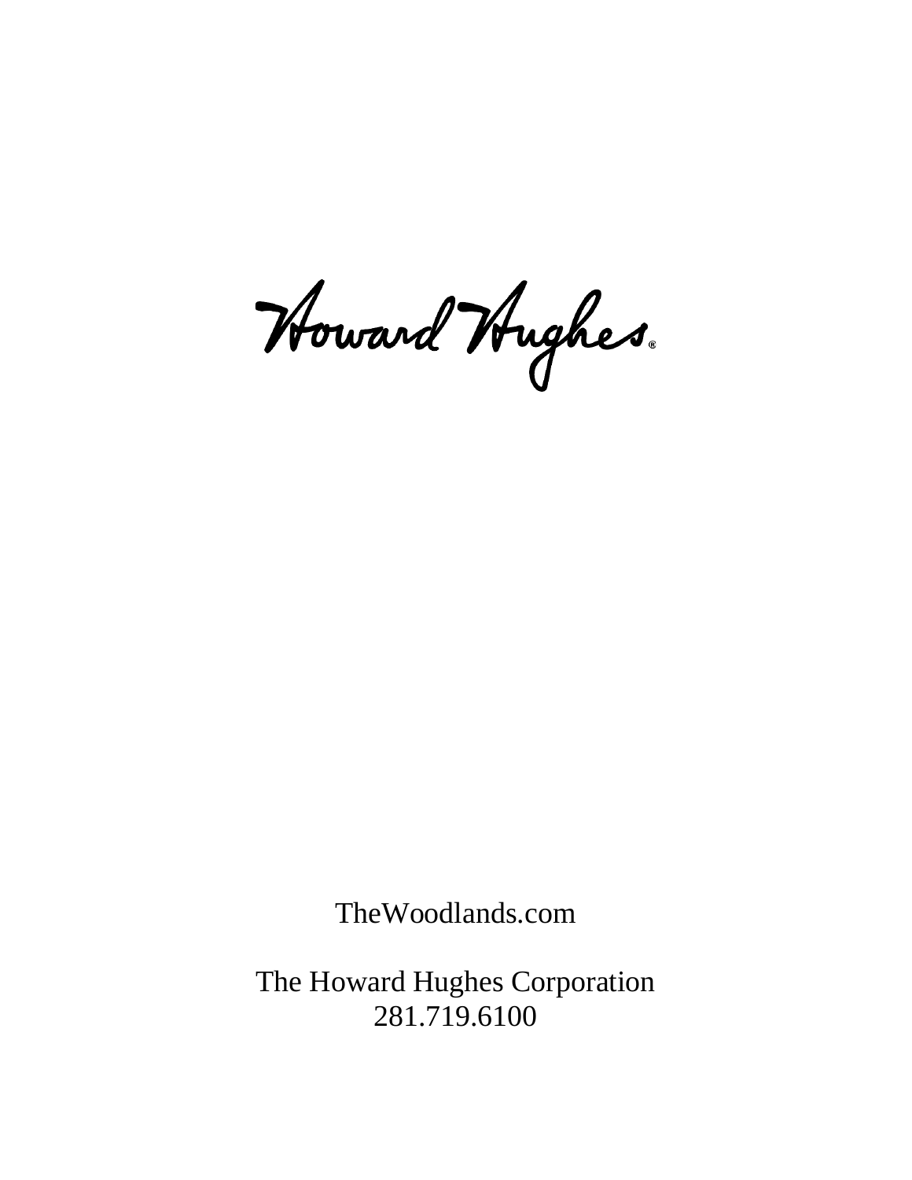Howard Hughes®

TheWoodlands.com

The Howard Hughes Corporation
281.719.6100